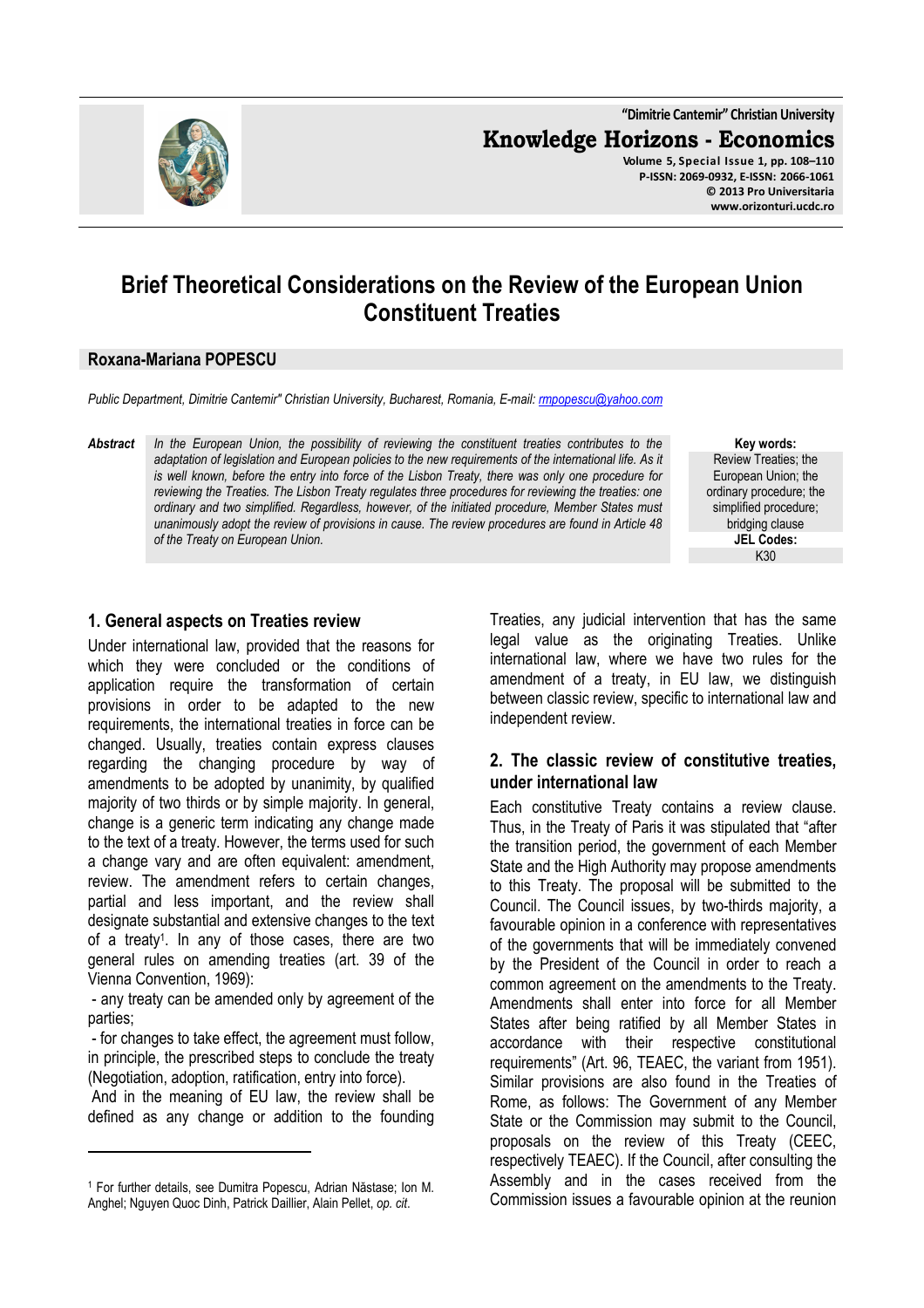# Brief Theoretical Considerations on the Review of the European Union Constituent Treaties

**Roxana-Mariana POPESCU**

*Public Department, Dimitrie Cantemir" Christian University, Bucharest, Romania, E-mail: rmpopescu@yahoo.com*

***Abstract*** *In the European Union, the possibility of reviewing the constituent treaties contributes to the adaptation of legislation and European policies to the new requirements of the international life. As it is well known, before the entry into force of the Lisbon Treaty, there was only one procedure for reviewing the Treaties. The Lisbon Treaty regulates three procedures for reviewing the treaties: one ordinary and two simplified. Regardless, however, of the initiated procedure, Member States must unanimously adopt the review of provisions in cause. The review procedures are found in Article 48 of the Treaty on European Union.*

**Key words:** Review Treaties; the European Union; the ordinary procedure; the simplified procedure; bridging clause

**JEL Codes:** K30

## 1. General aspects on Treaties review

Under international law, provided that the reasons for which they were concluded or the conditions of application require the transformation of certain provisions in order to be adapted to the new requirements, the international treaties in force can be changed. Usually, treaties contain express clauses regarding the changing procedure by way of amendments to be adopted by unanimity, by qualified majority of two thirds or by simple majority. In general, change is a generic term indicating any change made to the text of a treaty. However, the terms used for such a change vary and are often equivalent: amendment, review. The amendment refers to certain changes, partial and less important, and the review shall designate substantial and extensive changes to the text of a treaty[1]. In any of those cases, there are two general rules on amending treaties (art. 39 of the Vienna Convention, 1969):

- any treaty can be amended only by agreement of the parties;
- for changes to take effect, the agreement must follow, in principle, the prescribed steps to conclude the treaty (Negotiation, adoption, ratification, entry into force).

And in the meaning of EU law, the review shall be defined as any change or addition to the founding Treaties, any judicial intervention that has the same legal value as the originating Treaties. Unlike international law, where we have two rules for the amendment of a treaty, in EU law, we distinguish between classic review, specific to international law and independent review.

## 2. The classic review of constitutive treaties, under international law

Each constitutive Treaty contains a review clause. Thus, in the Treaty of Paris it was stipulated that "after the transition period, the government of each Member State and the High Authority may propose amendments to this Treaty. The proposal will be submitted to the Council. The Council issues, by two-thirds majority, a favourable opinion in a conference with representatives of the governments that will be immediately convened by the President of the Council in order to reach a common agreement on the amendments to the Treaty. Amendments shall enter into force for all Member States after being ratified by all Member States in accordance with their respective constitutional requirements" (Art. 96, TEAEC, the variant from 1951). Similar provisions are also found in the Treaties of Rome, as follows: The Government of any Member State or the Commission may submit to the Council, proposals on the review of this Treaty (CEEC, respectively TEAEC). If the Council, after consulting the Assembly and in the cases received from the Commission issues a favourable opinion at the reunion

---

[1] For further details, see Dumitra Popescu, Adrian Năstase; Ion M. Anghel; Nguyen Quoc Dinh, Patrick Daillier, Alain Pellet, *op. cit*.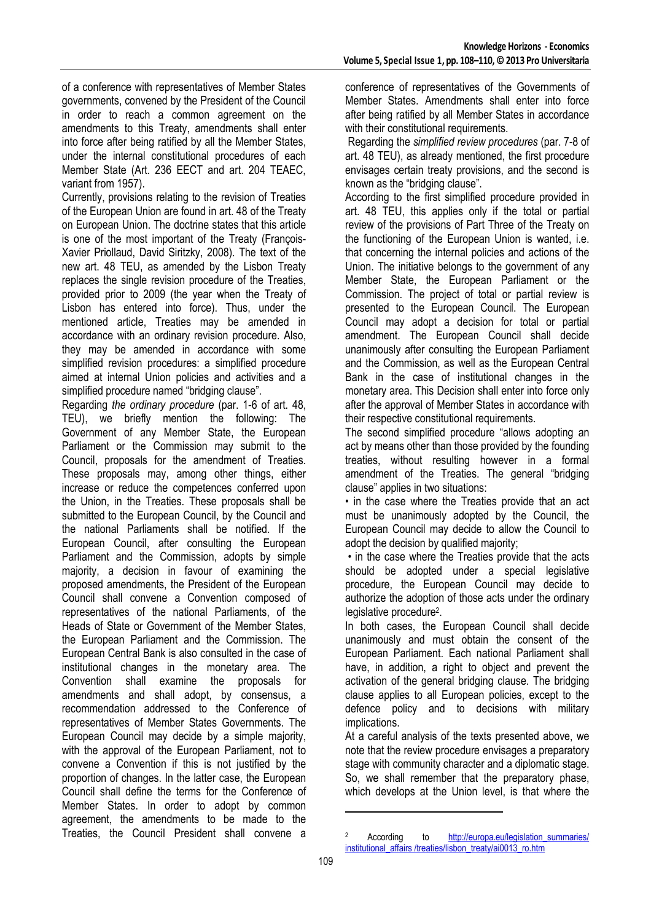of a conference with representatives of Member States governments, convened by the President of the Council in order to reach a common agreement on the amendments to this Treaty, amendments shall enter into force after being ratified by all the Member States, under the internal constitutional procedures of each Member State (Art. 236 EECT and art. 204 TEAEC, variant from 1957).

Currently, provisions relating to the revision of Treaties of the European Union are found in art. 48 of the Treaty on European Union. The doctrine states that this article is one of the most important of the Treaty (François-Xavier Priollaud, David Siritzky, 2008). The text of the new art. 48 TEU, as amended by the Lisbon Treaty replaces the single revision procedure of the Treaties, provided prior to 2009 (the year when the Treaty of Lisbon has entered into force). Thus, under the mentioned article, Treaties may be amended in accordance with an ordinary revision procedure. Also, they may be amended in accordance with some simplified revision procedures: a simplified procedure aimed at internal Union policies and activities and a simplified procedure named "bridging clause".

Regarding *the ordinary procedure* (par. 1-6 of art. 48, TEU), we briefly mention the following: The Government of any Member State, the European Parliament or the Commission may submit to the Council, proposals for the amendment of Treaties. These proposals may, among other things, either increase or reduce the competences conferred upon the Union, in the Treaties. These proposals shall be submitted to the European Council, by the Council and the national Parliaments shall be notified. If the European Council, after consulting the European Parliament and the Commission, adopts by simple majority, a decision in favour of examining the proposed amendments, the President of the European Council shall convene a Convention composed of representatives of the national Parliaments, of the Heads of State or Government of the Member States, the European Parliament and the Commission. The European Central Bank is also consulted in the case of institutional changes in the monetary area. The Convention shall examine the proposals for amendments and shall adopt, by consensus, a recommendation addressed to the Conference of representatives of Member States Governments. The European Council may decide by a simple majority, with the approval of the European Parliament, not to convene a Convention if this is not justified by the proportion of changes. In the latter case, the European Council shall define the terms for the Conference of Member States. In order to adopt by common agreement, the amendments to be made to the Treaties, the Council President shall convene a conference of representatives of the Governments of Member States. Amendments shall enter into force after being ratified by all Member States in accordance with their constitutional requirements.

Regarding the *simplified review procedures* (par. 7-8 of art. 48 TEU), as already mentioned, the first procedure envisages certain treaty provisions, and the second is known as the "bridging clause".

According to the first simplified procedure provided in art. 48 TEU, this applies only if the total or partial review of the provisions of Part Three of the Treaty on the functioning of the European Union is wanted, i.e. that concerning the internal policies and actions of the Union. The initiative belongs to the government of any Member State, the European Parliament or the Commission. The project of total or partial review is presented to the European Council. The European Council may adopt a decision for total or partial amendment. The European Council shall decide unanimously after consulting the European Parliament and the Commission, as well as the European Central Bank in the case of institutional changes in the monetary area. This Decision shall enter into force only after the approval of Member States in accordance with their respective constitutional requirements.

The second simplified procedure "allows adopting an act by means other than those provided by the founding treaties, without resulting however in a formal amendment of the Treaties. The general "bridging clause" applies in two situations:

- in the case where the Treaties provide that an act must be unanimously adopted by the Council, the European Council may decide to allow the Council to adopt the decision by qualified majority;
- in the case where the Treaties provide that the acts should be adopted under a special legislative procedure, the European Council may decide to authorize the adoption of those acts under the ordinary legislative procedure[2].

In both cases, the European Council shall decide unanimously and must obtain the consent of the European Parliament. Each national Parliament shall have, in addition, a right to object and prevent the activation of the general bridging clause. The bridging clause applies to all European policies, except to the defence policy and to decisions with military implications.

At a careful analysis of the texts presented above, we note that the review procedure envisages a preparatory stage with community character and a diplomatic stage. So, we shall remember that the preparatory phase, which develops at the Union level, is that where the

[2] According to http://europa.eu/legislation_summaries/institutional_affairs /treaties/lisbon_treaty/ai0013_ro.htm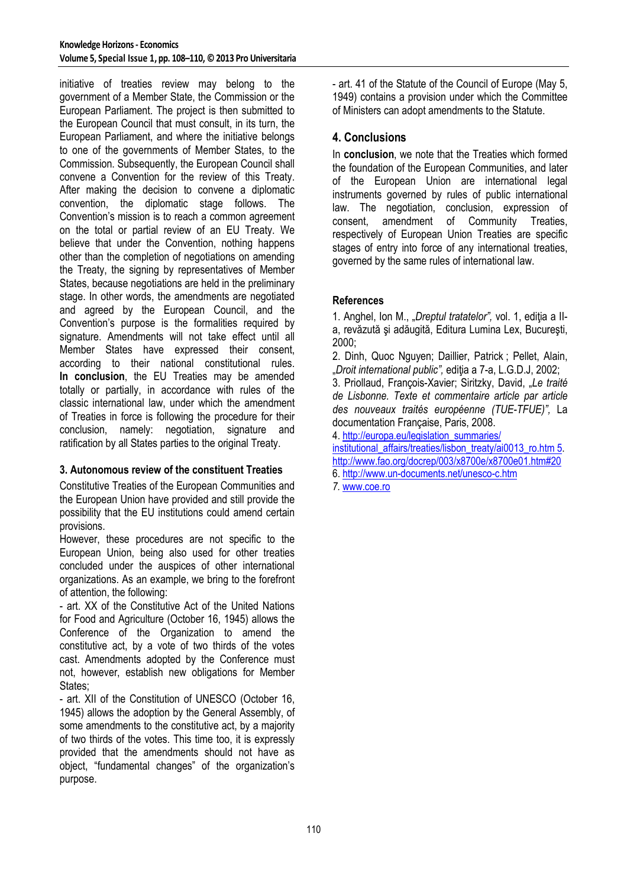initiative of treaties review may belong to the government of a Member State, the Commission or the European Parliament. The project is then submitted to the European Council that must consult, in its turn, the European Parliament, and where the initiative belongs to one of the governments of Member States, to the Commission. Subsequently, the European Council shall convene a Convention for the review of this Treaty. After making the decision to convene a diplomatic convention, the diplomatic stage follows. The Convention's mission is to reach a common agreement on the total or partial review of an EU Treaty. We believe that under the Convention, nothing happens other than the completion of negotiations on amending the Treaty, the signing by representatives of Member States, because negotiations are held in the preliminary stage. In other words, the amendments are negotiated and agreed by the European Council, and the Convention's purpose is the formalities required by signature. Amendments will not take effect until all Member States have expressed their consent, according to their national constitutional rules. **In conclusion**, the EU Treaties may be amended totally or partially, in accordance with rules of the classic international law, under which the amendment of Treaties in force is following the procedure for their conclusion, namely: negotiation, signature and ratification by all States parties to the original Treaty.

## 3. Autonomous review of the constituent Treaties

Constitutive Treaties of the European Communities and the European Union have provided and still provide the possibility that the EU institutions could amend certain provisions.

However, these procedures are not specific to the European Union, being also used for other treaties concluded under the auspices of other international organizations. As an example, we bring to the forefront of attention, the following:

- art. XX of the Constitutive Act of the United Nations for Food and Agriculture (October 16, 1945) allows the Conference of the Organization to amend the constitutive act, by a vote of two thirds of the votes cast. Amendments adopted by the Conference must not, however, establish new obligations for Member States;
- art. XII of the Constitution of UNESCO (October 16, 1945) allows the adoption by the General Assembly, of some amendments to the constitutive act, by a majority of two thirds of the votes. This time too, it is expressly provided that the amendments should not have as object, "fundamental changes" of the organization's purpose.
- art. 41 of the Statute of the Council of Europe (May 5, 1949) contains a provision under which the Committee of Ministers can adopt amendments to the Statute.

## 4. Conclusions

In **conclusion**, we note that the Treaties which formed the foundation of the European Communities, and later of the European Union are international legal instruments governed by rules of public international law. The negotiation, conclusion, expression of consent, amendment of Community Treaties, respectively of European Union Treaties are specific stages of entry into force of any international treaties, governed by the same rules of international law.

## References

1. Anghel, Ion M., *„Dreptul tratatelor”,* vol. 1, ediţia a II-a, revăzută şi adăugită, Editura Lumina Lex, Bucureşti, 2000;
2. Dinh, Quoc Nguyen; Daillier, Patrick ; Pellet, Alain, *„Droit international public”*, ediţia a 7-a, L.G.D.J, 2002;
3. Priollaud, François-Xavier; Siritzky, David, *„Le traité de Lisbonne. Texte et commentaire article par article des nouveaux traités européenne (TUE-TFUE)”*, La documentation Française, Paris, 2008.
4. http://europa.eu/legislation_summaries/institutional_affairs/treaties/lisbon_treaty/ai0013_ro.htm 5. http://www.fao.org/docrep/003/x8700e/x8700e01.htm#20
6. http://www.un-documents.net/unesco-c.htm
7. www.coe.ro